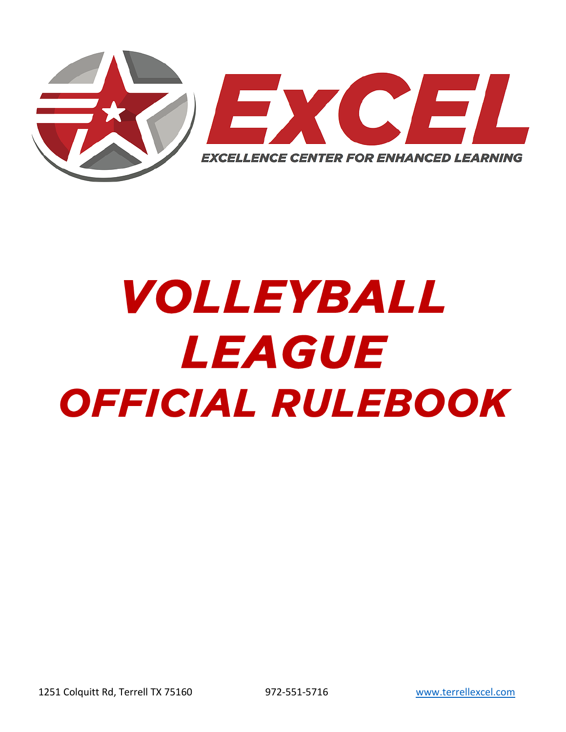# ExCEL

EXCELLENCE CENTER FOR ENHANCED LEARNING

# *VOLLEYBALL LEAGUE OFFICIAL RULEBOOK*

1251 Colquitt Rd, Terrell TX 75160 972-551-5716 www.terrellexcel.com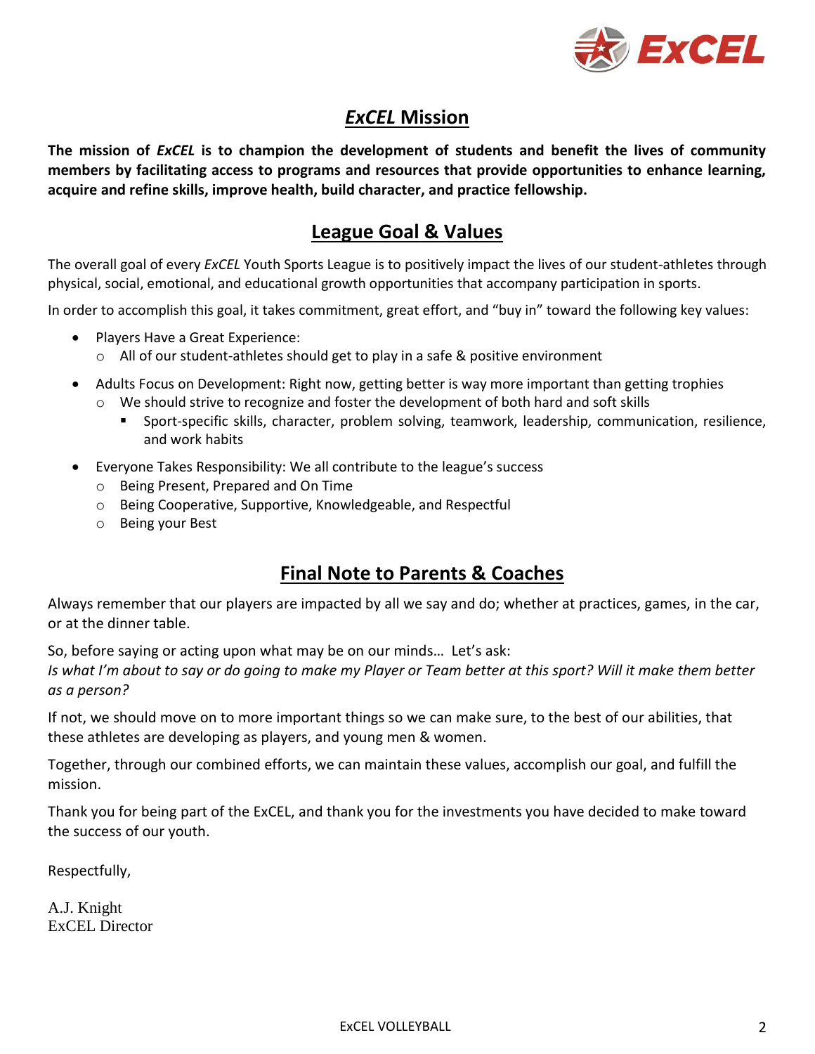## *ExCEL* Mission

**The mission of *ExCEL* is to champion the development of students and benefit the lives of community members by facilitating access to programs and resources that provide opportunities to enhance learning, acquire and refine skills, improve health, build character, and practice fellowship.**

## League Goal & Values

The overall goal of every *ExCEL* Youth Sports League is to positively impact the lives of our student-athletes through physical, social, emotional, and educational growth opportunities that accompany participation in sports.

In order to accomplish this goal, it takes commitment, great effort, and "buy in" toward the following key values:

- Players Have a Great Experience:
  - All of our student-athletes should get to play in a safe & positive environment
- Adults Focus on Development: Right now, getting better is way more important than getting trophies
  - We should strive to recognize and foster the development of both hard and soft skills
    - Sport-specific skills, character, problem solving, teamwork, leadership, communication, resilience, and work habits
- Everyone Takes Responsibility: We all contribute to the league's success
  - Being Present, Prepared and On Time
  - Being Cooperative, Supportive, Knowledgeable, and Respectful
  - Being your Best

## Final Note to Parents & Coaches

Always remember that our players are impacted by all we say and do; whether at practices, games, in the car, or at the dinner table.

So, before saying or acting upon what may be on our minds… Let's ask:
*Is what I'm about to say or do going to make my Player or Team better at this sport? Will it make them better as a person?*

If not, we should move on to more important things so we can make sure, to the best of our abilities, that these athletes are developing as players, and young men & women.

Together, through our combined efforts, we can maintain these values, accomplish our goal, and fulfill the mission.

Thank you for being part of the ExCEL, and thank you for the investments you have decided to make toward the success of our youth.

Respectfully,

A.J. Knight
ExCEL Director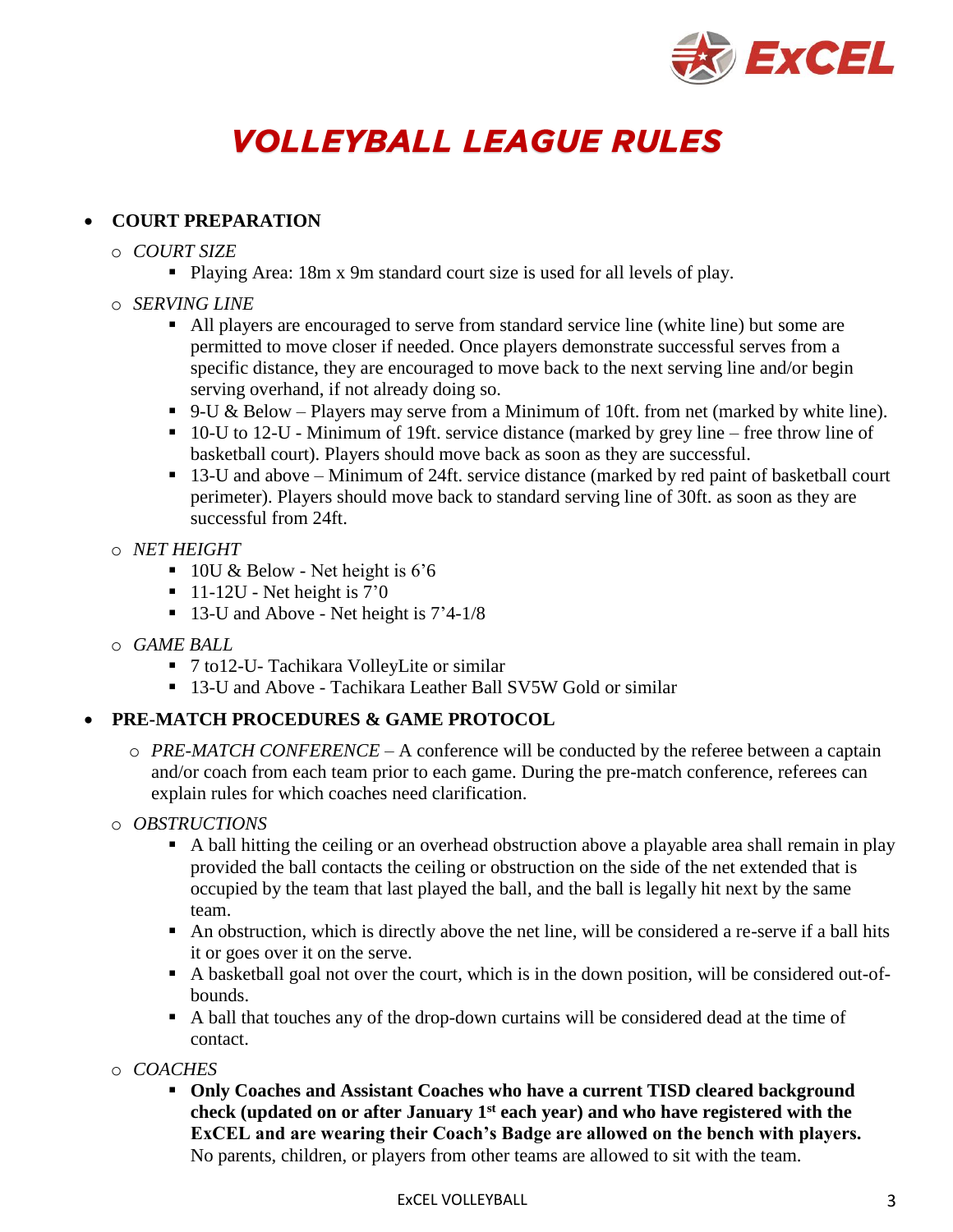# VOLLEYBALL LEAGUE RULES

- **COURT PREPARATION**
  - *COURT SIZE*
    - Playing Area: 18m x 9m standard court size is used for all levels of play.
  - *SERVING LINE*
    - All players are encouraged to serve from standard service line (white line) but some are permitted to move closer if needed. Once players demonstrate successful serves from a specific distance, they are encouraged to move back to the next serving line and/or begin serving overhand, if not already doing so.
    - 9-U & Below – Players may serve from a Minimum of 10ft. from net (marked by white line).
    - 10-U to 12-U - Minimum of 19ft. service distance (marked by grey line – free throw line of basketball court). Players should move back as soon as they are successful.
    - 13-U and above – Minimum of 24ft. service distance (marked by red paint of basketball court perimeter). Players should move back to standard serving line of 30ft. as soon as they are successful from 24ft.
  - *NET HEIGHT*
    - 10U & Below - Net height is 6'6
    - 11-12U - Net height is 7'0
    - 13-U and Above - Net height is 7'4-1/8
  - *GAME BALL*
    - 7 to12-U- Tachikara VolleyLite or similar
    - 13-U and Above - Tachikara Leather Ball SV5W Gold or similar
- **PRE-MATCH PROCEDURES & GAME PROTOCOL**
  - *PRE-MATCH CONFERENCE* – A conference will be conducted by the referee between a captain and/or coach from each team prior to each game. During the pre-match conference, referees can explain rules for which coaches need clarification.
  - *OBSTRUCTIONS*
    - A ball hitting the ceiling or an overhead obstruction above a playable area shall remain in play provided the ball contacts the ceiling or obstruction on the side of the net extended that is occupied by the team that last played the ball, and the ball is legally hit next by the same team.
    - An obstruction, which is directly above the net line, will be considered a re-serve if a ball hits it or goes over it on the serve.
    - A basketball goal not over the court, which is in the down position, will be considered out-of-bounds.
    - A ball that touches any of the drop-down curtains will be considered dead at the time of contact.
  - *COACHES*
    - **Only Coaches and Assistant Coaches who have a current TISD cleared background check (updated on or after January 1st each year) and who have registered with the ExCEL and are wearing their Coach's Badge are allowed on the bench with players.** No parents, children, or players from other teams are allowed to sit with the team.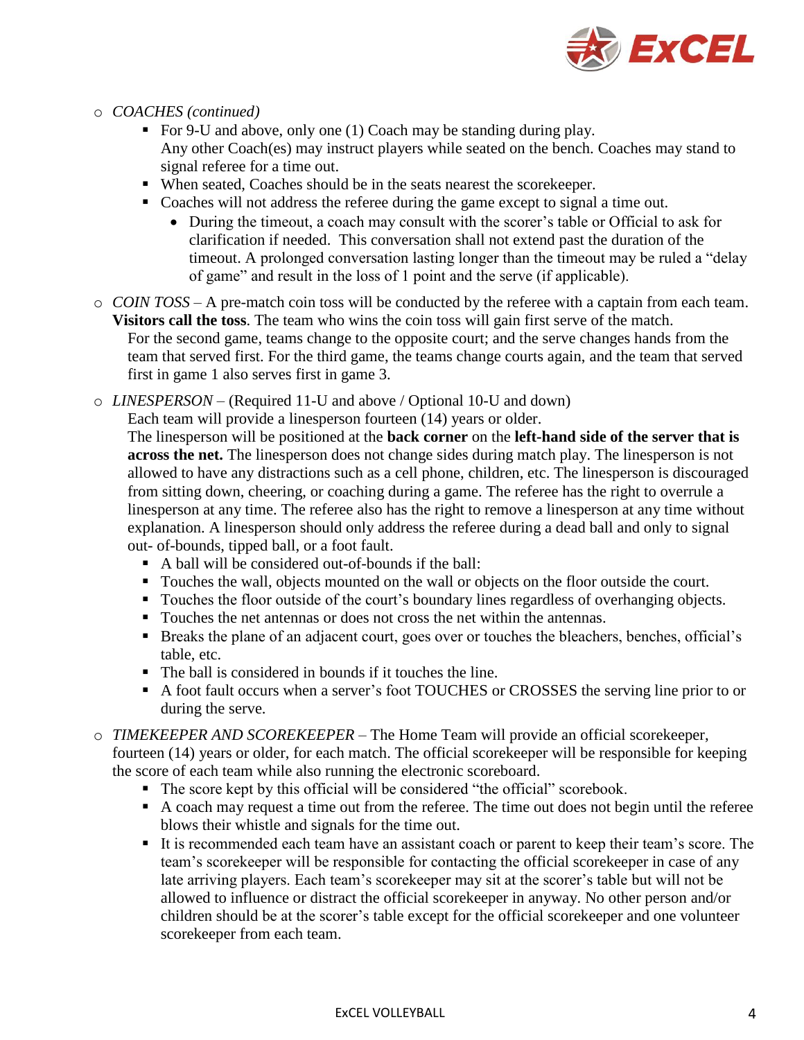- *COACHES (continued)*
  - For 9-U and above, only one (1) Coach may be standing during play.
    Any other Coach(es) may instruct players while seated on the bench. Coaches may stand to signal referee for a time out.
  - When seated, Coaches should be in the seats nearest the scorekeeper.
  - Coaches will not address the referee during the game except to signal a time out.
    - During the timeout, a coach may consult with the scorer's table or Official to ask for clarification if needed. This conversation shall not extend past the duration of the timeout. A prolonged conversation lasting longer than the timeout may be ruled a "delay of game" and result in the loss of 1 point and the serve (if applicable).

- *COIN TOSS* – A pre-match coin toss will be conducted by the referee with a captain from each team. **Visitors call the toss**. The team who wins the coin toss will gain first serve of the match.
  For the second game, teams change to the opposite court; and the serve changes hands from the team that served first. For the third game, the teams change courts again, and the team that served first in game 1 also serves first in game 3.

- *LINESPERSON* – (Required 11-U and above / Optional 10-U and down)
  Each team will provide a linesperson fourteen (14) years or older.
  The linesperson will be positioned at the **back corner** on the **left-hand side of the server that is across the net.** The linesperson does not change sides during match play. The linesperson is not allowed to have any distractions such as a cell phone, children, etc. The linesperson is discouraged from sitting down, cheering, or coaching during a game. The referee has the right to overrule a linesperson at any time. The referee also has the right to remove a linesperson at any time without explanation. A linesperson should only address the referee during a dead ball and only to signal out- of-bounds, tipped ball, or a foot fault.
  - A ball will be considered out-of-bounds if the ball:
  - Touches the wall, objects mounted on the wall or objects on the floor outside the court.
  - Touches the floor outside of the court's boundary lines regardless of overhanging objects.
  - Touches the net antennas or does not cross the net within the antennas.
  - Breaks the plane of an adjacent court, goes over or touches the bleachers, benches, official's table, etc.
  - The ball is considered in bounds if it touches the line.
  - A foot fault occurs when a server's foot TOUCHES or CROSSES the serving line prior to or during the serve.

- *TIMEKEEPER AND SCOREKEEPER* – The Home Team will provide an official scorekeeper, fourteen (14) years or older, for each match. The official scorekeeper will be responsible for keeping the score of each team while also running the electronic scoreboard.
  - The score kept by this official will be considered "the official" scorebook.
  - A coach may request a time out from the referee. The time out does not begin until the referee blows their whistle and signals for the time out.
  - It is recommended each team have an assistant coach or parent to keep their team's score. The team's scorekeeper will be responsible for contacting the official scorekeeper in case of any late arriving players. Each team's scorekeeper may sit at the scorer's table but will not be allowed to influence or distract the official scorekeeper in anyway. No other person and/or children should be at the scorer's table except for the official scorekeeper and one volunteer scorekeeper from each team.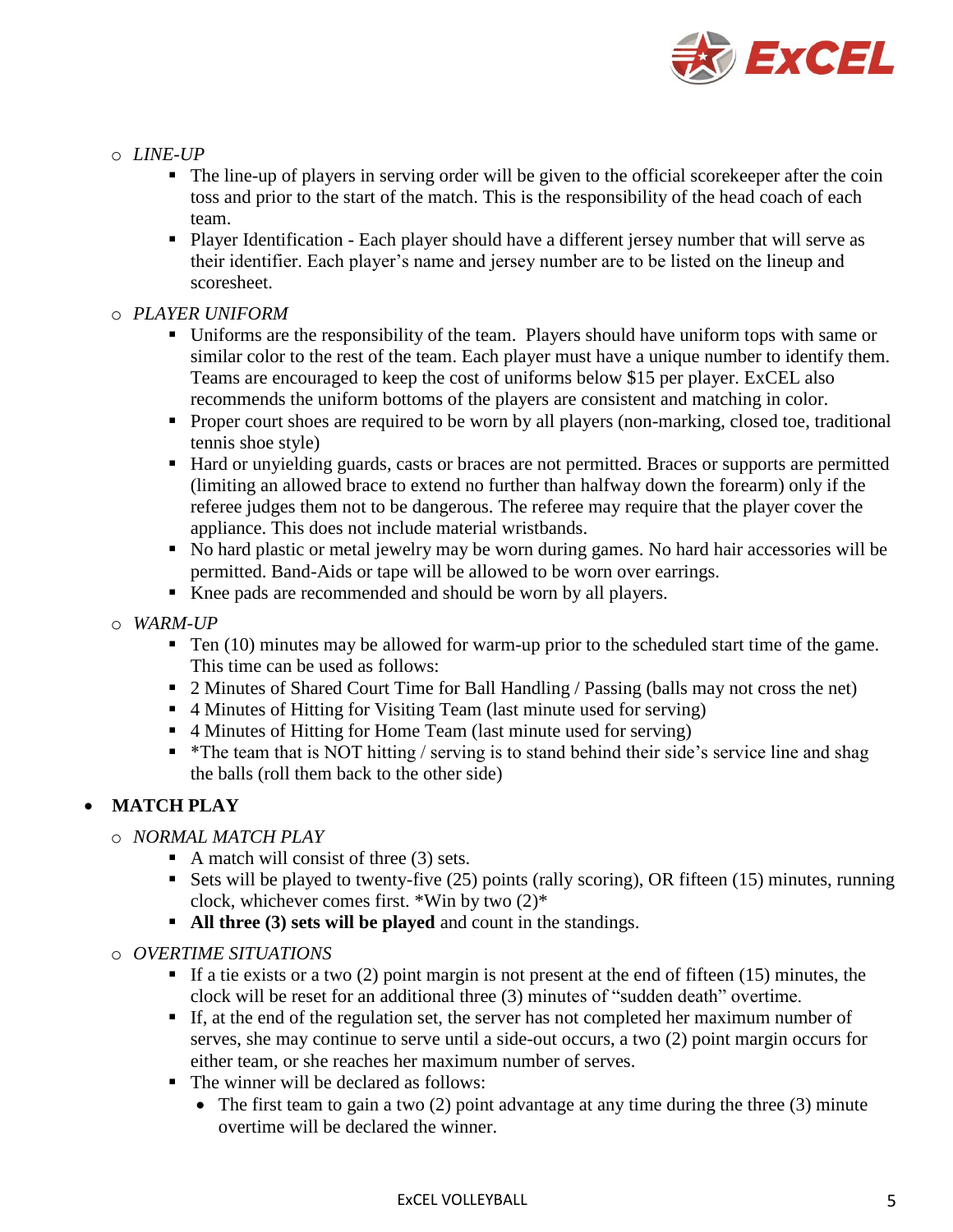- *LINE-UP*
  - The line-up of players in serving order will be given to the official scorekeeper after the coin toss and prior to the start of the match. This is the responsibility of the head coach of each team.
  - Player Identification - Each player should have a different jersey number that will serve as their identifier. Each player's name and jersey number are to be listed on the lineup and scoresheet.
- *PLAYER UNIFORM*
  - Uniforms are the responsibility of the team. Players should have uniform tops with same or similar color to the rest of the team. Each player must have a unique number to identify them. Teams are encouraged to keep the cost of uniforms below $15 per player. ExCEL also recommends the uniform bottoms of the players are consistent and matching in color.
  - Proper court shoes are required to be worn by all players (non-marking, closed toe, traditional tennis shoe style)
  - Hard or unyielding guards, casts or braces are not permitted. Braces or supports are permitted (limiting an allowed brace to extend no further than halfway down the forearm) only if the referee judges them not to be dangerous. The referee may require that the player cover the appliance. This does not include material wristbands.
  - No hard plastic or metal jewelry may be worn during games. No hard hair accessories will be permitted. Band-Aids or tape will be allowed to be worn over earrings.
  - Knee pads are recommended and should be worn by all players.
- *WARM-UP*
  - Ten (10) minutes may be allowed for warm-up prior to the scheduled start time of the game. This time can be used as follows:
  - 2 Minutes of Shared Court Time for Ball Handling / Passing (balls may not cross the net)
  - 4 Minutes of Hitting for Visiting Team (last minute used for serving)
  - 4 Minutes of Hitting for Home Team (last minute used for serving)
  - *The team that is NOT hitting / serving is to stand behind their side's service line and shag the balls (roll them back to the other side)

- **MATCH PLAY**
  - *NORMAL MATCH PLAY*
    - A match will consist of three (3) sets.
    - Sets will be played to twenty-five (25) points (rally scoring), OR fifteen (15) minutes, running clock, whichever comes first. *Win by two (2)*
    - **All three (3) sets will be played** and count in the standings.
  - *OVERTIME SITUATIONS*
    - If a tie exists or a two (2) point margin is not present at the end of fifteen (15) minutes, the clock will be reset for an additional three (3) minutes of "sudden death" overtime.
    - If, at the end of the regulation set, the server has not completed her maximum number of serves, she may continue to serve until a side-out occurs, a two (2) point margin occurs for either team, or she reaches her maximum number of serves.
    - The winner will be declared as follows:
      - The first team to gain a two (2) point advantage at any time during the three (3) minute overtime will be declared the winner.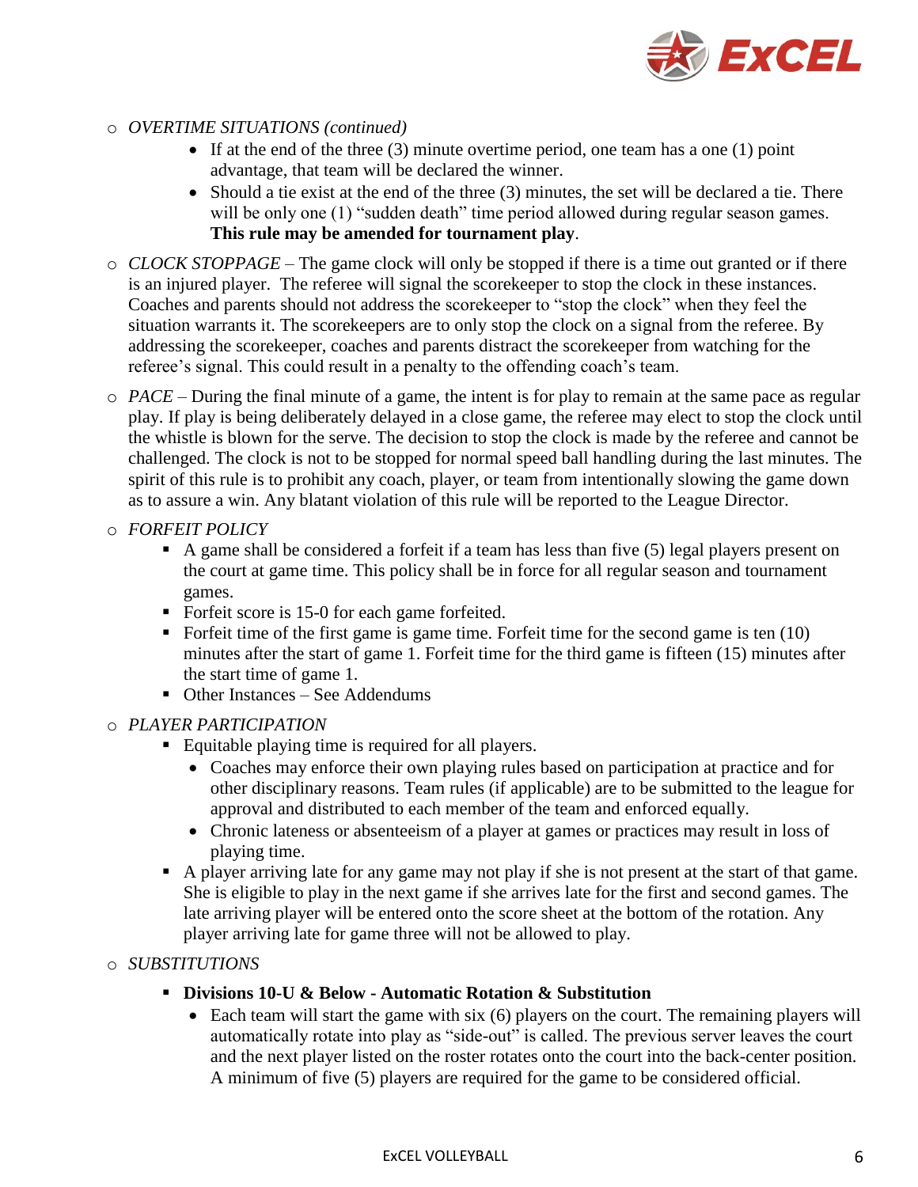- *OVERTIME SITUATIONS (continued)*
    - If at the end of the three (3) minute overtime period, one team has a one (1) point advantage, that team will be declared the winner.
    - Should a tie exist at the end of the three (3) minutes, the set will be declared a tie. There will be only one (1) "sudden death" time period allowed during regular season games. **This rule may be amended for tournament play**.
- *CLOCK STOPPAGE* – The game clock will only be stopped if there is a time out granted or if there is an injured player. The referee will signal the scorekeeper to stop the clock in these instances. Coaches and parents should not address the scorekeeper to "stop the clock" when they feel the situation warrants it. The scorekeepers are to only stop the clock on a signal from the referee. By addressing the scorekeeper, coaches and parents distract the scorekeeper from watching for the referee's signal. This could result in a penalty to the offending coach's team.
- *PACE* – During the final minute of a game, the intent is for play to remain at the same pace as regular play. If play is being deliberately delayed in a close game, the referee may elect to stop the clock until the whistle is blown for the serve. The decision to stop the clock is made by the referee and cannot be challenged. The clock is not to be stopped for normal speed ball handling during the last minutes. The spirit of this rule is to prohibit any coach, player, or team from intentionally slowing the game down as to assure a win. Any blatant violation of this rule will be reported to the League Director.
- *FORFEIT POLICY*
    - A game shall be considered a forfeit if a team has less than five (5) legal players present on the court at game time. This policy shall be in force for all regular season and tournament games.
    - Forfeit score is 15-0 for each game forfeited.
    - Forfeit time of the first game is game time. Forfeit time for the second game is ten (10) minutes after the start of game 1. Forfeit time for the third game is fifteen (15) minutes after the start time of game 1.
    - Other Instances – See Addendums
- *PLAYER PARTICIPATION*
    - Equitable playing time is required for all players.
        - Coaches may enforce their own playing rules based on participation at practice and for other disciplinary reasons. Team rules (if applicable) are to be submitted to the league for approval and distributed to each member of the team and enforced equally.
        - Chronic lateness or absenteeism of a player at games or practices may result in loss of playing time.
    - A player arriving late for any game may not play if she is not present at the start of that game. She is eligible to play in the next game if she arrives late for the first and second games. The late arriving player will be entered onto the score sheet at the bottom of the rotation. Any player arriving late for game three will not be allowed to play.
- *SUBSTITUTIONS*
    - **Divisions 10-U & Below - Automatic Rotation & Substitution**
        - Each team will start the game with six (6) players on the court. The remaining players will automatically rotate into play as "side-out" is called. The previous server leaves the court and the next player listed on the roster rotates onto the court into the back-center position. A minimum of five (5) players are required for the game to be considered official.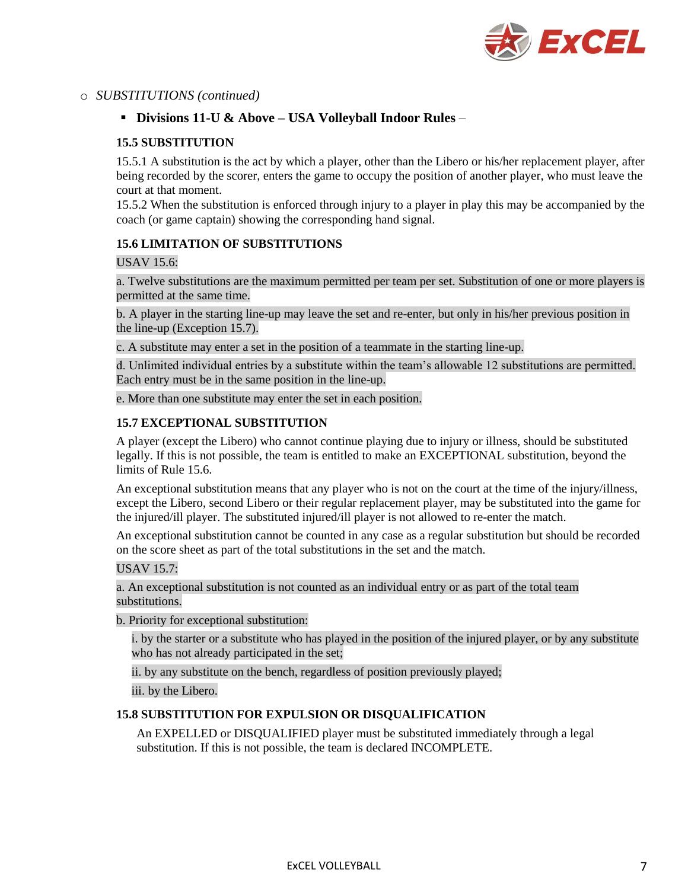- *SUBSTITUTIONS (continued)*
  - **Divisions 11-U & Above – USA Volleyball Indoor Rules** –

**15.5 SUBSTITUTION**

15.5.1 A substitution is the act by which a player, other than the Libero or his/her replacement player, after being recorded by the scorer, enters the game to occupy the position of another player, who must leave the court at that moment.
15.5.2 When the substitution is enforced through injury to a player in play this may be accompanied by the coach (or game captain) showing the corresponding hand signal.

**15.6 LIMITATION OF SUBSTITUTIONS**

USAV 15.6:

a. Twelve substitutions are the maximum permitted per team per set. Substitution of one or more players is permitted at the same time.

b. A player in the starting line-up may leave the set and re-enter, but only in his/her previous position in the line-up (Exception 15.7).

c. A substitute may enter a set in the position of a teammate in the starting line-up.

d. Unlimited individual entries by a substitute within the team's allowable 12 substitutions are permitted. Each entry must be in the same position in the line-up.

e. More than one substitute may enter the set in each position.

**15.7 EXCEPTIONAL SUBSTITUTION**

A player (except the Libero) who cannot continue playing due to injury or illness, should be substituted legally. If this is not possible, the team is entitled to make an EXCEPTIONAL substitution, beyond the limits of Rule 15.6.

An exceptional substitution means that any player who is not on the court at the time of the injury/illness, except the Libero, second Libero or their regular replacement player, may be substituted into the game for the injured/ill player. The substituted injured/ill player is not allowed to re-enter the match.

An exceptional substitution cannot be counted in any case as a regular substitution but should be recorded on the score sheet as part of the total substitutions in the set and the match.

USAV 15.7:

a. An exceptional substitution is not counted as an individual entry or as part of the total team substitutions.

b. Priority for exceptional substitution:

i. by the starter or a substitute who has played in the position of the injured player, or by any substitute who has not already participated in the set;

ii. by any substitute on the bench, regardless of position previously played;

iii. by the Libero.

**15.8 SUBSTITUTION FOR EXPULSION OR DISQUALIFICATION**

An EXPELLED or DISQUALIFIED player must be substituted immediately through a legal substitution. If this is not possible, the team is declared INCOMPLETE.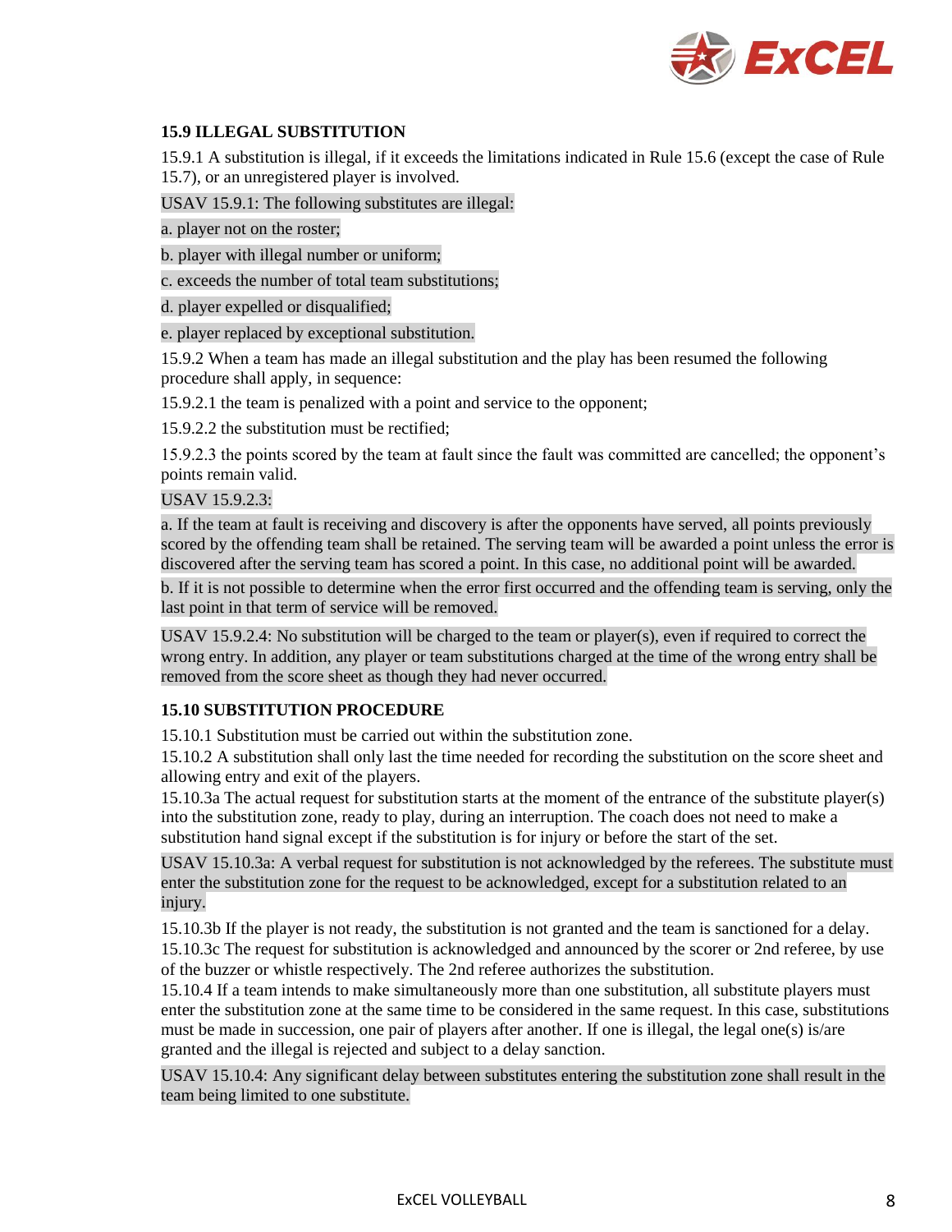### 15.9 ILLEGAL SUBSTITUTION

15.9.1 A substitution is illegal, if it exceeds the limitations indicated in Rule 15.6 (except the case of Rule 15.7), or an unregistered player is involved.

USAV 15.9.1: The following substitutes are illegal:

a. player not on the roster;

b. player with illegal number or uniform;

c. exceeds the number of total team substitutions;

d. player expelled or disqualified;

e. player replaced by exceptional substitution.

15.9.2 When a team has made an illegal substitution and the play has been resumed the following procedure shall apply, in sequence:

15.9.2.1 the team is penalized with a point and service to the opponent;

15.9.2.2 the substitution must be rectified;

15.9.2.3 the points scored by the team at fault since the fault was committed are cancelled; the opponent's points remain valid.

USAV 15.9.2.3:

a. If the team at fault is receiving and discovery is after the opponents have served, all points previously scored by the offending team shall be retained. The serving team will be awarded a point unless the error is discovered after the serving team has scored a point. In this case, no additional point will be awarded.

b. If it is not possible to determine when the error first occurred and the offending team is serving, only the last point in that term of service will be removed.

USAV 15.9.2.4: No substitution will be charged to the team or player(s), even if required to correct the wrong entry. In addition, any player or team substitutions charged at the time of the wrong entry shall be removed from the score sheet as though they had never occurred.

### 15.10 SUBSTITUTION PROCEDURE

15.10.1 Substitution must be carried out within the substitution zone.

15.10.2 A substitution shall only last the time needed for recording the substitution on the score sheet and allowing entry and exit of the players.

15.10.3a The actual request for substitution starts at the moment of the entrance of the substitute player(s) into the substitution zone, ready to play, during an interruption. The coach does not need to make a substitution hand signal except if the substitution is for injury or before the start of the set.

USAV 15.10.3a: A verbal request for substitution is not acknowledged by the referees. The substitute must enter the substitution zone for the request to be acknowledged, except for a substitution related to an injury.

15.10.3b If the player is not ready, the substitution is not granted and the team is sanctioned for a delay.

15.10.3c The request for substitution is acknowledged and announced by the scorer or 2nd referee, by use of the buzzer or whistle respectively. The 2nd referee authorizes the substitution.

15.10.4 If a team intends to make simultaneously more than one substitution, all substitute players must enter the substitution zone at the same time to be considered in the same request. In this case, substitutions must be made in succession, one pair of players after another. If one is illegal, the legal one(s) is/are granted and the illegal is rejected and subject to a delay sanction.

USAV 15.10.4: Any significant delay between substitutes entering the substitution zone shall result in the team being limited to one substitute.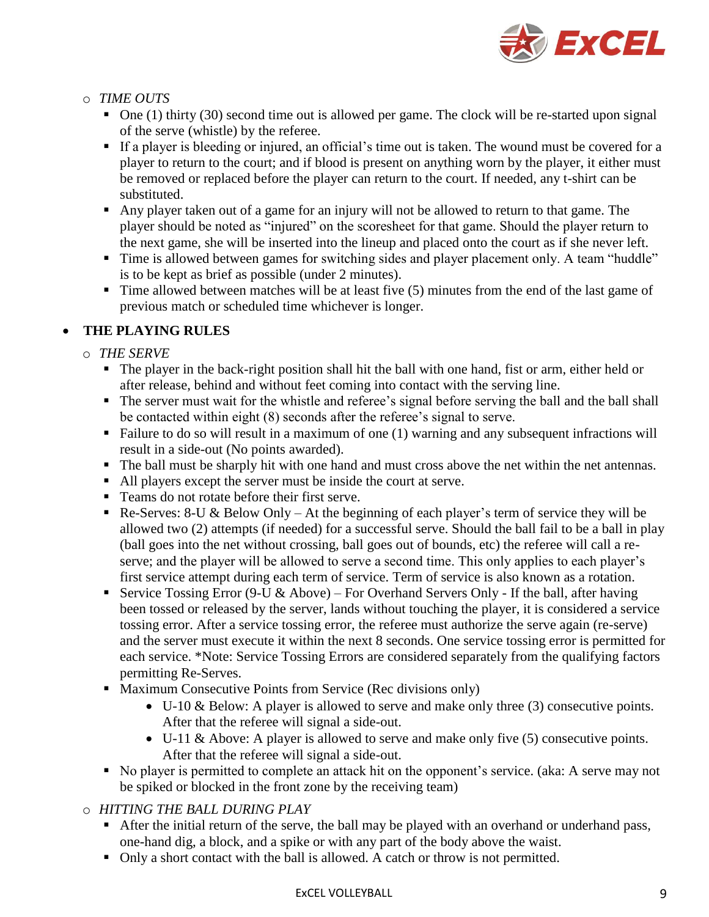- *TIME OUTS*
  - One (1) thirty (30) second time out is allowed per game. The clock will be re-started upon signal of the serve (whistle) by the referee.
  - If a player is bleeding or injured, an official's time out is taken. The wound must be covered for a player to return to the court; and if blood is present on anything worn by the player, it either must be removed or replaced before the player can return to the court. If needed, any t-shirt can be substituted.
  - Any player taken out of a game for an injury will not be allowed to return to that game. The player should be noted as "injured" on the scoresheet for that game. Should the player return to the next game, she will be inserted into the lineup and placed onto the court as if she never left.
  - Time is allowed between games for switching sides and player placement only. A team "huddle" is to be kept as brief as possible (under 2 minutes).
  - Time allowed between matches will be at least five (5) minutes from the end of the last game of previous match or scheduled time whichever is longer.

- **THE PLAYING RULES**
  - *THE SERVE*
    - The player in the back-right position shall hit the ball with one hand, fist or arm, either held or after release, behind and without feet coming into contact with the serving line.
    - The server must wait for the whistle and referee's signal before serving the ball and the ball shall be contacted within eight (8) seconds after the referee's signal to serve.
    - Failure to do so will result in a maximum of one (1) warning and any subsequent infractions will result in a side-out (No points awarded).
    - The ball must be sharply hit with one hand and must cross above the net within the net antennas.
    - All players except the server must be inside the court at serve.
    - Teams do not rotate before their first serve.
    - Re-Serves: 8-U & Below Only – At the beginning of each player's term of service they will be allowed two (2) attempts (if needed) for a successful serve. Should the ball fail to be a ball in play (ball goes into the net without crossing, ball goes out of bounds, etc) the referee will call a re-serve; and the player will be allowed to serve a second time. This only applies to each player's first service attempt during each term of service. Term of service is also known as a rotation.
    - Service Tossing Error (9-U & Above) – For Overhand Servers Only - If the ball, after having been tossed or released by the server, lands without touching the player, it is considered a service tossing error. After a service tossing error, the referee must authorize the serve again (re-serve) and the server must execute it within the next 8 seconds. One service tossing error is permitted for each service. *Note: Service Tossing Errors are considered separately from the qualifying factors permitting Re-Serves.
    - Maximum Consecutive Points from Service (Rec divisions only)
      - U-10 & Below: A player is allowed to serve and make only three (3) consecutive points. After that the referee will signal a side-out.
      - U-11 & Above: A player is allowed to serve and make only five (5) consecutive points. After that the referee will signal a side-out.
    - No player is permitted to complete an attack hit on the opponent's service. (aka: A serve may not be spiked or blocked in the front zone by the receiving team)
  - *HITTING THE BALL DURING PLAY*
    - After the initial return of the serve, the ball may be played with an overhand or underhand pass, one-hand dig, a block, and a spike or with any part of the body above the waist.
    - Only a short contact with the ball is allowed. A catch or throw is not permitted.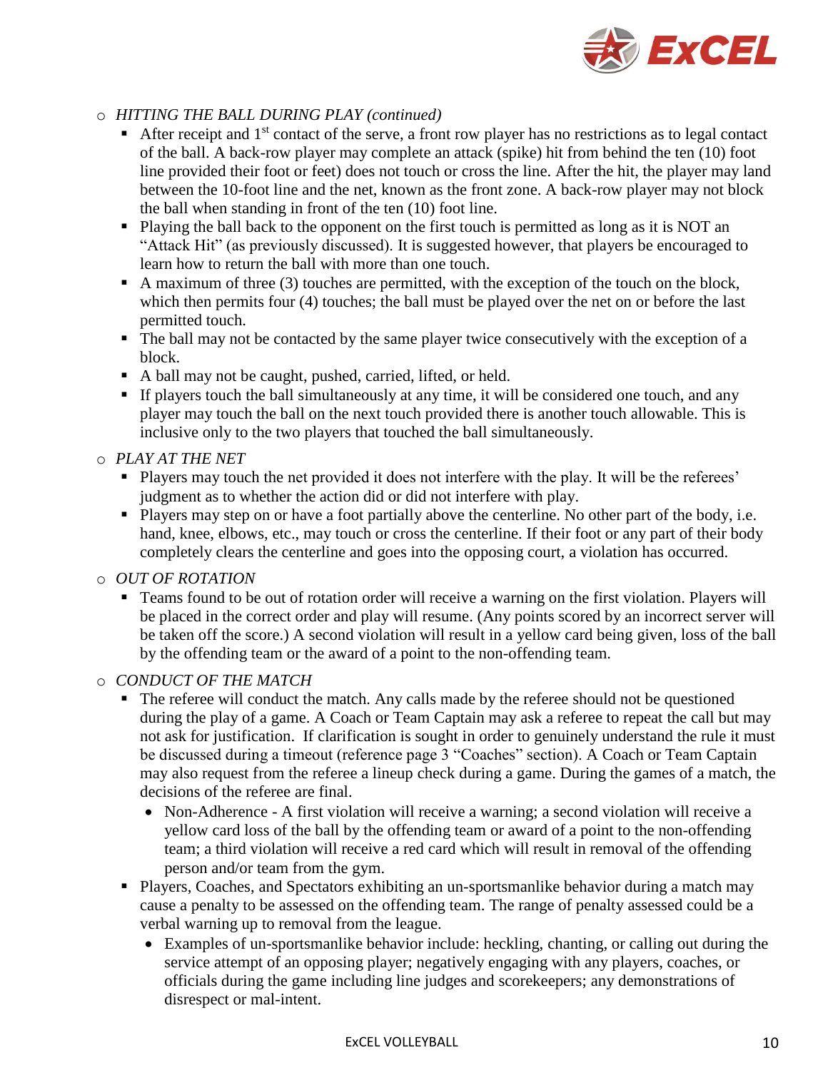- *HITTING THE BALL DURING PLAY (continued)*
  - After receipt and 1st contact of the serve, a front row player has no restrictions as to legal contact of the ball. A back-row player may complete an attack (spike) hit from behind the ten (10) foot line provided their foot or feet) does not touch or cross the line. After the hit, the player may land between the 10-foot line and the net, known as the front zone. A back-row player may not block the ball when standing in front of the ten (10) foot line.
  - Playing the ball back to the opponent on the first touch is permitted as long as it is NOT an "Attack Hit" (as previously discussed). It is suggested however, that players be encouraged to learn how to return the ball with more than one touch.
  - A maximum of three (3) touches are permitted, with the exception of the touch on the block, which then permits four (4) touches; the ball must be played over the net on or before the last permitted touch.
  - The ball may not be contacted by the same player twice consecutively with the exception of a block.
  - A ball may not be caught, pushed, carried, lifted, or held.
  - If players touch the ball simultaneously at any time, it will be considered one touch, and any player may touch the ball on the next touch provided there is another touch allowable. This is inclusive only to the two players that touched the ball simultaneously.
- *PLAY AT THE NET*
  - Players may touch the net provided it does not interfere with the play. It will be the referees' judgment as to whether the action did or did not interfere with play.
  - Players may step on or have a foot partially above the centerline. No other part of the body, i.e. hand, knee, elbows, etc., may touch or cross the centerline. If their foot or any part of their body completely clears the centerline and goes into the opposing court, a violation has occurred.
- *OUT OF ROTATION*
  - Teams found to be out of rotation order will receive a warning on the first violation. Players will be placed in the correct order and play will resume. (Any points scored by an incorrect server will be taken off the score.) A second violation will result in a yellow card being given, loss of the ball by the offending team or the award of a point to the non-offending team.
- *CONDUCT OF THE MATCH*
  - The referee will conduct the match. Any calls made by the referee should not be questioned during the play of a game. A Coach or Team Captain may ask a referee to repeat the call but may not ask for justification. If clarification is sought in order to genuinely understand the rule it must be discussed during a timeout (reference page 3 "Coaches" section). A Coach or Team Captain may also request from the referee a lineup check during a game. During the games of a match, the decisions of the referee are final.
    - Non-Adherence - A first violation will receive a warning; a second violation will receive a yellow card loss of the ball by the offending team or award of a point to the non-offending team; a third violation will receive a red card which will result in removal of the offending person and/or team from the gym.
  - Players, Coaches, and Spectators exhibiting an un-sportsmanlike behavior during a match may cause a penalty to be assessed on the offending team. The range of penalty assessed could be a verbal warning up to removal from the league.
    - Examples of un-sportsmanlike behavior include: heckling, chanting, or calling out during the service attempt of an opposing player; negatively engaging with any players, coaches, or officials during the game including line judges and scorekeepers; any demonstrations of disrespect or mal-intent.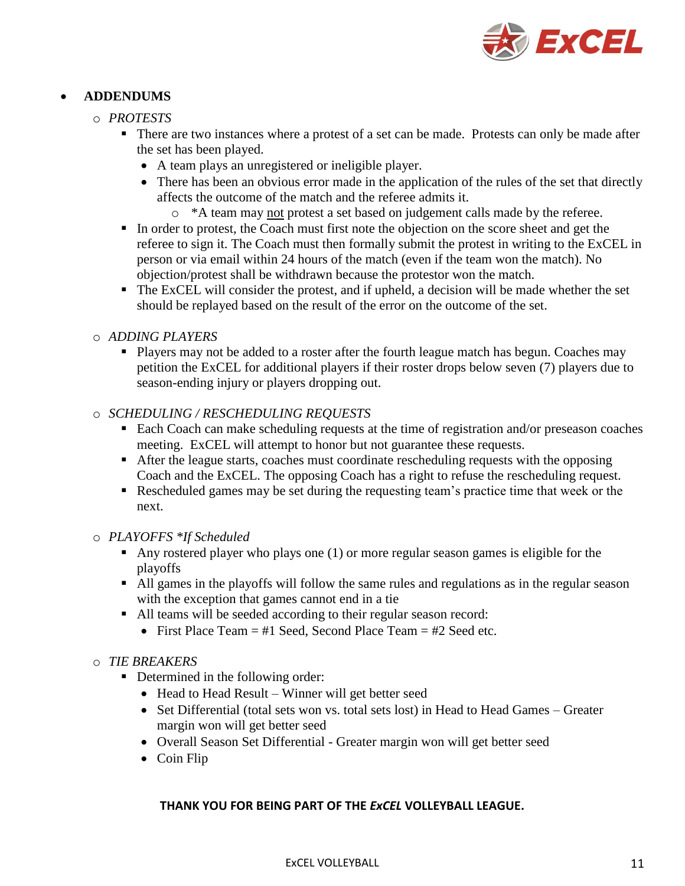- **ADDENDUMS**
  - *PROTESTS*
    - There are two instances where a protest of a set can be made. Protests can only be made after the set has been played.
      - A team plays an unregistered or ineligible player.
      - There has been an obvious error made in the application of the rules of the set that directly affects the outcome of the match and the referee admits it.
        - *A team may <u>not</u> protest a set based on judgement calls made by the referee.
    - In order to protest, the Coach must first note the objection on the score sheet and get the referee to sign it. The Coach must then formally submit the protest in writing to the ExCEL in person or via email within 24 hours of the match (even if the team won the match). No objection/protest shall be withdrawn because the protestor won the match.
    - The ExCEL will consider the protest, and if upheld, a decision will be made whether the set should be replayed based on the result of the error on the outcome of the set.
  - *ADDING PLAYERS*
    - Players may not be added to a roster after the fourth league match has begun. Coaches may petition the ExCEL for additional players if their roster drops below seven (7) players due to season-ending injury or players dropping out.
  - *SCHEDULING / RESCHEDULING REQUESTS*
    - Each Coach can make scheduling requests at the time of registration and/or preseason coaches meeting. ExCEL will attempt to honor but not guarantee these requests.
    - After the league starts, coaches must coordinate rescheduling requests with the opposing Coach and the ExCEL. The opposing Coach has a right to refuse the rescheduling request.
    - Rescheduled games may be set during the requesting team's practice time that week or the next.
  - *PLAYOFFS *If Scheduled*
    - Any rostered player who plays one (1) or more regular season games is eligible for the playoffs
    - All games in the playoffs will follow the same rules and regulations as in the regular season with the exception that games cannot end in a tie
    - All teams will be seeded according to their regular season record:
      - First Place Team = #1 Seed, Second Place Team = #2 Seed etc.
  - *TIE BREAKERS*
    - Determined in the following order:
      - Head to Head Result – Winner will get better seed
      - Set Differential (total sets won vs. total sets lost) in Head to Head Games – Greater margin won will get better seed
      - Overall Season Set Differential - Greater margin won will get better seed
      - Coin Flip

**THANK YOU FOR BEING PART OF THE *ExCEL* VOLLEYBALL LEAGUE.**